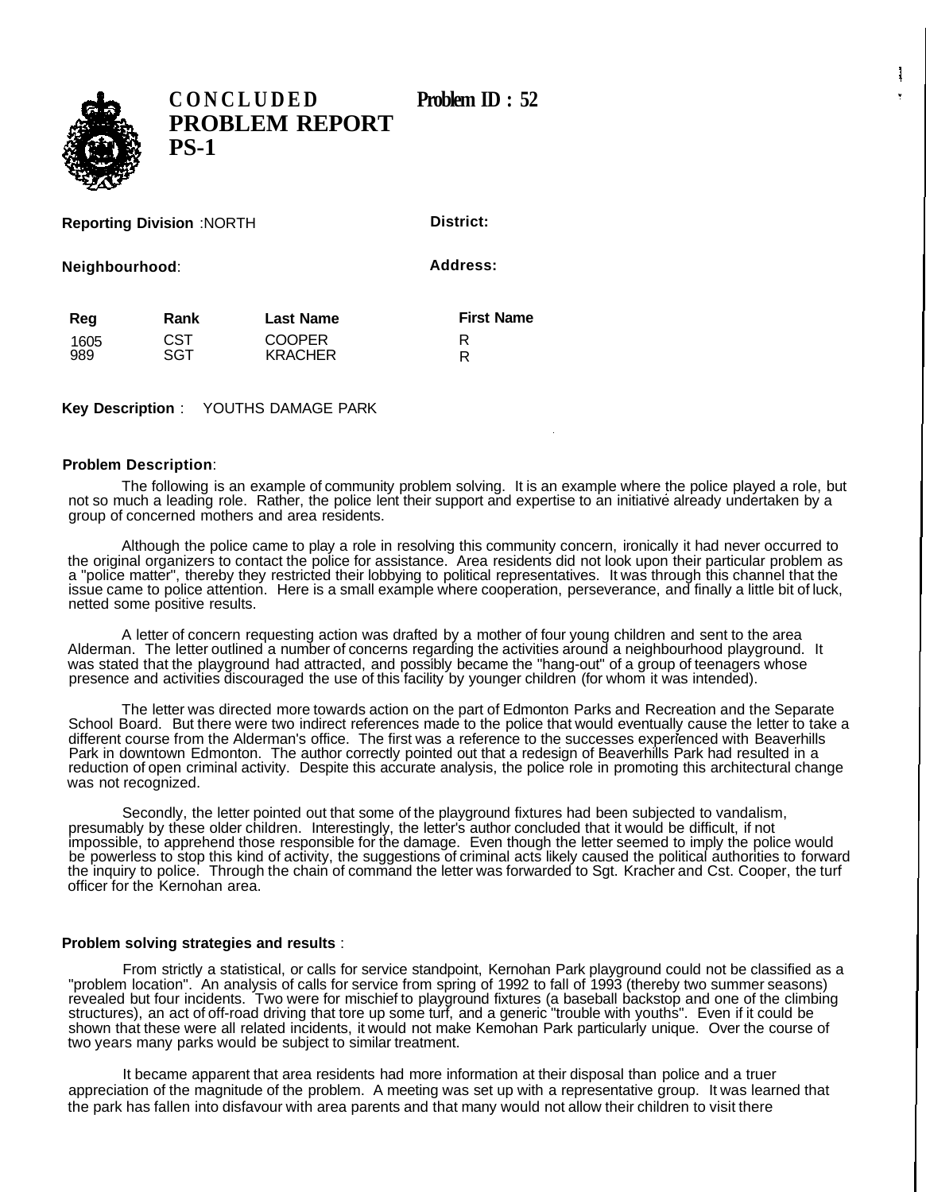# CONCLUDED PROBLEM REPORT PS-1

**Problem ID : 52**

**Reporting Division** :NORTH

**District:**

**Neighbourhood**:

**Address:**

| Reg | Rank | Last Name | First Name |
|---|---|---|---|
| 1605 | CST | COOPER | R |
| 989 | SGT | KRACHER | R |

**Key Description** : YOUTHS DAMAGE PARK

**Problem Description**:

The following is an example of community problem solving. It is an example where the police played a role, but not so much a leading role. Rather, the police lent their support and expertise to an initiative already undertaken by a group of concerned mothers and area residents.

Although the police came to play a role in resolving this community concern, ironically it had never occurred to the original organizers to contact the police for assistance. Area residents did not look upon their particular problem as a "police matter", thereby they restricted their lobbying to political representatives. It was through this channel that the issue came to police attention. Here is a small example where cooperation, perseverance, and finally a little bit of luck, netted some positive results.

A letter of concern requesting action was drafted by a mother of four young children and sent to the area Alderman. The letter outlined a number of concerns regarding the activities around a neighbourhood playground. It was stated that the playground had attracted, and possibly became the "hang-out" of a group of teenagers whose presence and activities discouraged the use of this facility by younger children (for whom it was intended).

The letter was directed more towards action on the part of Edmonton Parks and Recreation and the Separate School Board. But there were two indirect references made to the police that would eventually cause the letter to take a different course from the Alderman's office. The first was a reference to the successes experienced with Beaverhills Park in downtown Edmonton. The author correctly pointed out that a redesign of Beaverhills Park had resulted in a reduction of open criminal activity. Despite this accurate analysis, the police role in promoting this architectural change was not recognized.

Secondly, the letter pointed out that some of the playground fixtures had been subjected to vandalism, presumably by these older children. Interestingly, the letter's author concluded that it would be difficult, if not impossible, to apprehend those responsible for the damage. Even though the letter seemed to imply the police would be powerless to stop this kind of activity, the suggestions of criminal acts likely caused the political authorities to forward the inquiry to police. Through the chain of command the letter was forwarded to Sgt. Kracher and Cst. Cooper, the turf officer for the Kernohan area.

**Problem solving strategies and results** :

From strictly a statistical, or calls for service standpoint, Kernohan Park playground could not be classified as a "problem location". An analysis of calls for service from spring of 1992 to fall of 1993 (thereby two summer seasons) revealed but four incidents. Two were for mischief to playground fixtures (a baseball backstop and one of the climbing structures), an act of off-road driving that tore up some turf, and a generic "trouble with youths". Even if it could be shown that these were all related incidents, it would not make Kemohan Park particularly unique. Over the course of two years many parks would be subject to similar treatment.

It became apparent that area residents had more information at their disposal than police and a truer appreciation of the magnitude of the problem. A meeting was set up with a representative group. It was learned that the park has fallen into disfavour with area parents and that many would not allow their children to visit there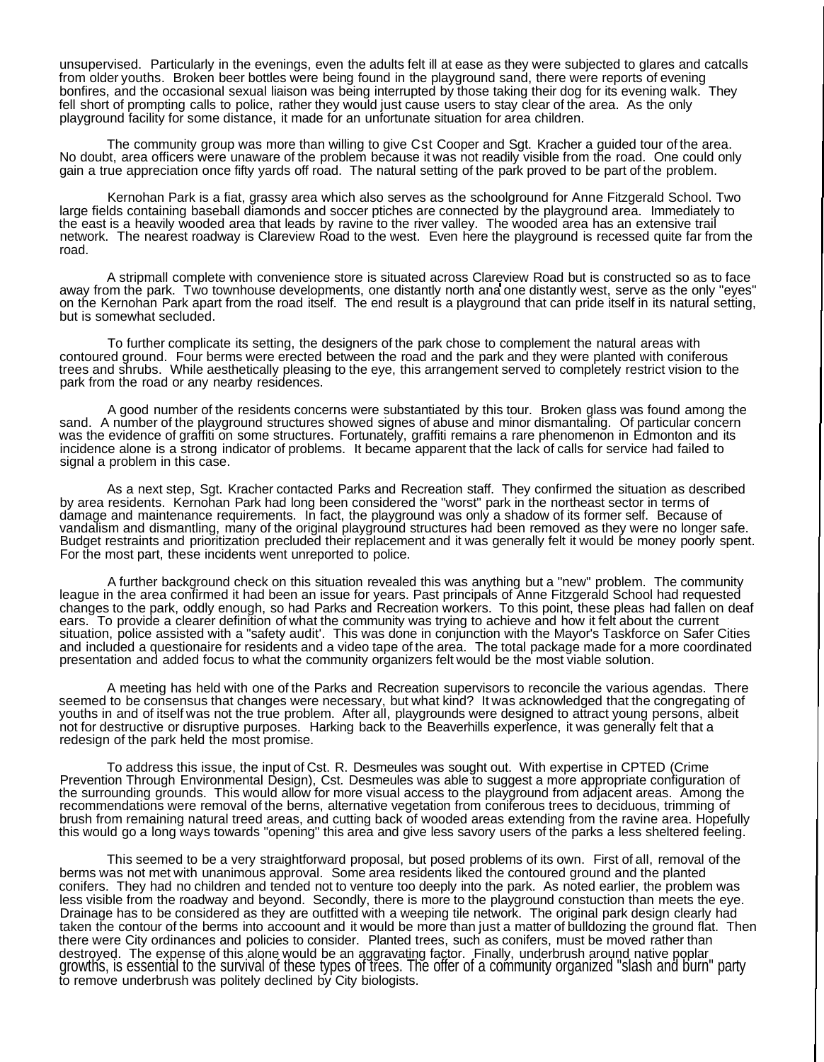unsupervised. Particularly in the evenings, even the adults felt ill at ease as they were subjected to glares and catcalls from older youths. Broken beer bottles were being found in the playground sand, there were reports of evening bonfires, and the occasional sexual liaison was being interrupted by those taking their dog for its evening walk. They fell short of prompting calls to police, rather they would just cause users to stay clear of the area. As the only playground facility for some distance, it made for an unfortunate situation for area children.

The community group was more than willing to give Cst Cooper and Sgt. Kracher a guided tour of the area. No doubt, area officers were unaware of the problem because it was not readily visible from the road. One could only gain a true appreciation once fifty yards off road. The natural setting of the park proved to be part of the problem.

Kernohan Park is a fiat, grassy area which also serves as the schoolground for Anne Fitzgerald School. Two large fields containing baseball diamonds and soccer ptiches are connected by the playground area. Immediately to the east is a heavily wooded area that leads by ravine to the river valley. The wooded area has an extensive trail network. The nearest roadway is Clareview Road to the west. Even here the playground is recessed quite far from the road.

A stripmall complete with convenience store is situated across Clareview Road but is constructed so as to face away from the park. Two townhouse developments, one distantly north and one distantly west, serve as the only "eyes" on the Kernohan Park apart from the road itself. The end result is a playground that can pride itself in its natural setting, but is somewhat secluded.

To further complicate its setting, the designers of the park chose to complement the natural areas with contoured ground. Four berms were erected between the road and the park and they were planted with coniferous trees and shrubs. While aesthetically pleasing to the eye, this arrangement served to completely restrict vision to the park from the road or any nearby residences.

A good number of the residents concerns were substantiated by this tour. Broken glass was found among the sand. A number of the playground structures showed signes of abuse and minor dismantaling. Of particular concern was the evidence of graffiti on some structures. Fortunately, graffiti remains a rare phenomenon in Edmonton and its incidence alone is a strong indicator of problems. It became apparent that the lack of calls for service had failed to signal a problem in this case.

As a next step, Sgt. Kracher contacted Parks and Recreation staff. They confirmed the situation as described by area residents. Kernohan Park had long been considered the "worst" park in the northeast sector in terms of damage and maintenance requirements. In fact, the playground was only a shadow of its former self. Because of vandalism and dismantling, many of the original playground structures had been removed as they were no longer safe. Budget restraints and prioritization precluded their replacement and it was generally felt it would be money poorly spent. For the most part, these incidents went unreported to police.

A further background check on this situation revealed this was anything but a "new" problem. The community league in the area confirmed it had been an issue for years. Past principals of Anne Fitzgerald School had requested changes to the park, oddly enough, so had Parks and Recreation workers. To this point, these pleas had fallen on deaf ears. To provide a clearer definition of what the community was trying to achieve and how it felt about the current situation, police assisted with a "safety audit'. This was done in conjunction with the Mayor's Taskforce on Safer Cities and included a questionaire for residents and a video tape of the area. The total package made for a more coordinated presentation and added focus to what the community organizers felt would be the most viable solution.

A meeting has held with one of the Parks and Recreation supervisors to reconcile the various agendas. There seemed to be consensus that changes were necessary, but what kind? It was acknowledged that the congregating of youths in and of itself was not the true problem. After all, playgrounds were designed to attract young persons, albeit not for destructive or disruptive purposes. Harking back to the Beaverhills experience, it was generally felt that a redesign of the park held the most promise.

To address this issue, the input of Cst. R. Desmeules was sought out. With expertise in CPTED (Crime Prevention Through Environmental Design), Cst. Desmeules was able to suggest a more appropriate configuration of the surrounding grounds. This would allow for more visual access to the playground from adjacent areas. Among the recommendations were removal of the berns, alternative vegetation from coniferous trees to deciduous, trimming of brush from remaining natural treed areas, and cutting back of wooded areas extending from the ravine area. Hopefully this would go a long ways towards "opening" this area and give less savory users of the parks a less sheltered feeling.

This seemed to be a very straightforward proposal, but posed problems of its own. First of all, removal of the berms was not met with unanimous approval. Some area residents liked the contoured ground and the planted conifers. They had no children and tended not to venture too deeply into the park. As noted earlier, the problem was less visible from the roadway and beyond. Secondly, there is more to the playground constuction than meets the eye. Drainage has to be considered as they are outfitted with a weeping tile network. The original park design clearly had taken the contour of the berms into accoount and it would be more than just a matter of bulldozing the ground flat. Then there were City ordinances and policies to consider. Planted trees, such as conifers, must be moved rather than destroyed. The expense of this alone would be an aggravating factor. Finally, underbrush around native poplar growths, is essential to the survival of these types of trees. The offer of a community organized "slash and burn" party to remove underbrush was politely declined by City biologists.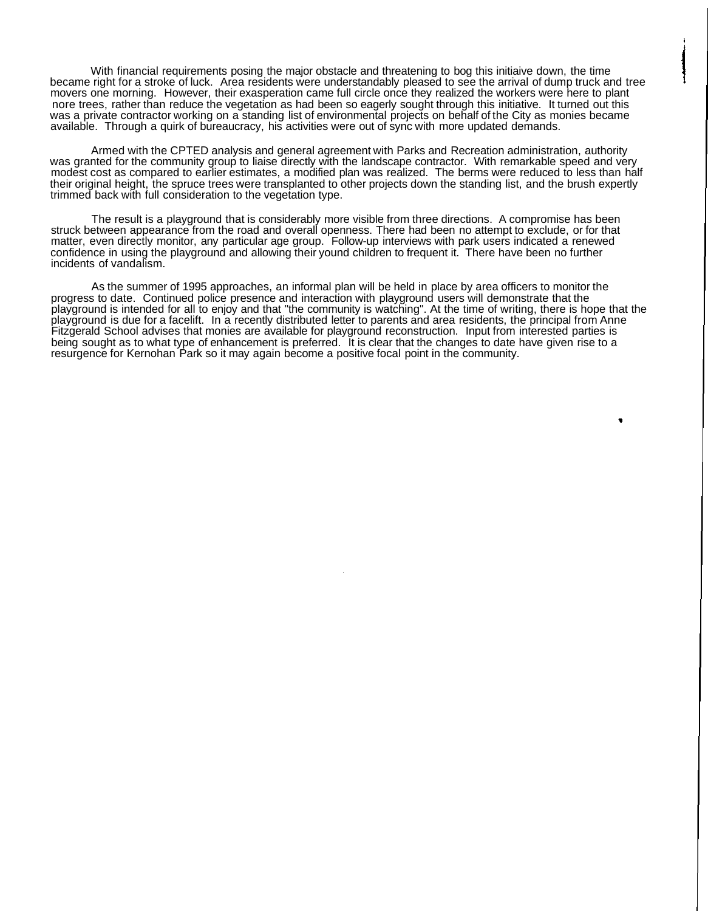With financial requirements posing the major obstacle and threatening to bog this initiaive down, the time became right for a stroke of luck. Area residents were understandably pleased to see the arrival of dump truck and tree movers one morning. However, their exasperation came full circle once they realized the workers were here to plant nore trees, rather than reduce the vegetation as had been so eagerly sought through this initiative. It turned out this was a private contractor working on a standing list of environmental projects on behalf of the City as monies became available. Through a quirk of bureaucracy, his activities were out of sync with more updated demands.

Armed with the CPTED analysis and general agreement with Parks and Recreation administration, authority was granted for the community group to liaise directly with the landscape contractor. With remarkable speed and very modest cost as compared to earlier estimates, a modified plan was realized. The berms were reduced to less than half their original height, the spruce trees were transplanted to other projects down the standing list, and the brush expertly trimmed back with full consideration to the vegetation type.

The result is a playground that is considerably more visible from three directions. A compromise has been struck between appearance from the road and overall openness. There had been no attempt to exclude, or for that matter, even directly monitor, any particular age group. Follow-up interviews with park users indicated a renewed confidence in using the playground and allowing their yound children to frequent it. There have been no further incidents of vandalism.

As the summer of 1995 approaches, an informal plan will be held in place by area officers to monitor the progress to date. Continued police presence and interaction with playground users will demonstrate that the playground is intended for all to enjoy and that "the community is watching". At the time of writing, there is hope that the playground is due for a facelift. In a recently distributed letter to parents and area residents, the principal from Anne Fitzgerald School advises that monies are available for playground reconstruction. Input from interested parties is being sought as to what type of enhancement is preferred. It is clear that the changes to date have given rise to a resurgence for Kernohan Park so it may again become a positive focal point in the community.